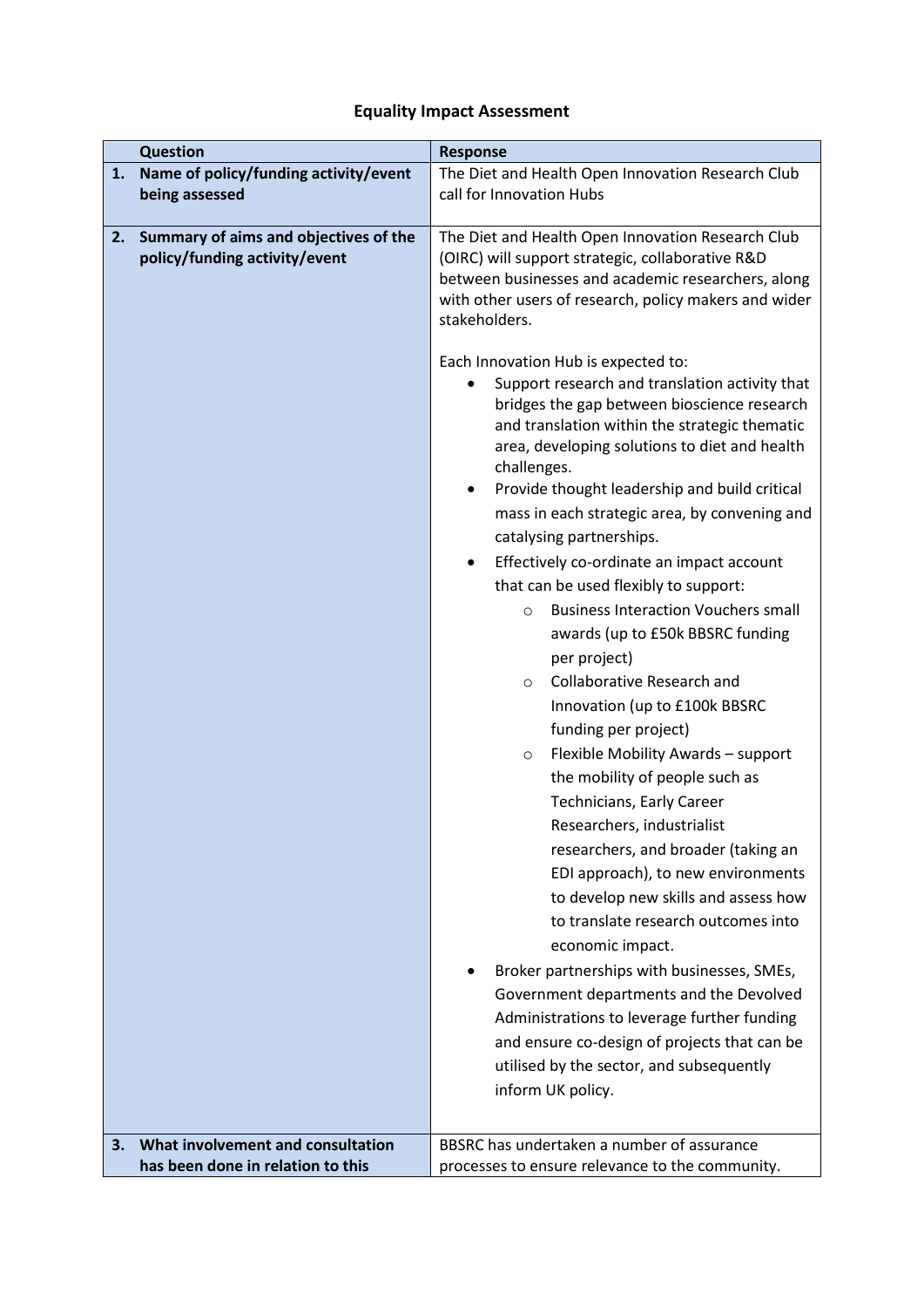# Equality Impact Assessment

| | Question | Response |
|---|---|---|
| 1. | **Name of policy/funding activity/event being assessed** | The Diet and Health Open Innovation Research Club call for Innovation Hubs |
| 2. | **Summary of aims and objectives of the policy/funding activity/event** | The Diet and Health Open Innovation Research Club (OIRC) will support strategic, collaborative R&D between businesses and academic researchers, along with other users of research, policy makers and wider stakeholders.<br><br>Each Innovation Hub is expected to:<br>• Support research and translation activity that bridges the gap between bioscience research and translation within the strategic thematic area, developing solutions to diet and health challenges.<br>• Provide thought leadership and build critical mass in each strategic area, by convening and catalysing partnerships.<br>• Effectively co-ordinate an impact account that can be used flexibly to support:<br>&nbsp;&nbsp;&nbsp;&nbsp;○ Business Interaction Vouchers small awards (up to £50k BBSRC funding per project)<br>&nbsp;&nbsp;&nbsp;&nbsp;○ Collaborative Research and Innovation (up to £100k BBSRC funding per project)<br>&nbsp;&nbsp;&nbsp;&nbsp;○ Flexible Mobility Awards – support the mobility of people such as Technicians, Early Career Researchers, industrialist researchers, and broader (taking an EDI approach), to new environments to develop new skills and assess how to translate research outcomes into economic impact.<br>• Broker partnerships with businesses, SMEs, Government departments and the Devolved Administrations to leverage further funding and ensure co-design of projects that can be utilised by the sector, and subsequently inform UK policy. |
| 3. | **What involvement and consultation has been done in relation to this** | BBSRC has undertaken a number of assurance processes to ensure relevance to the community. |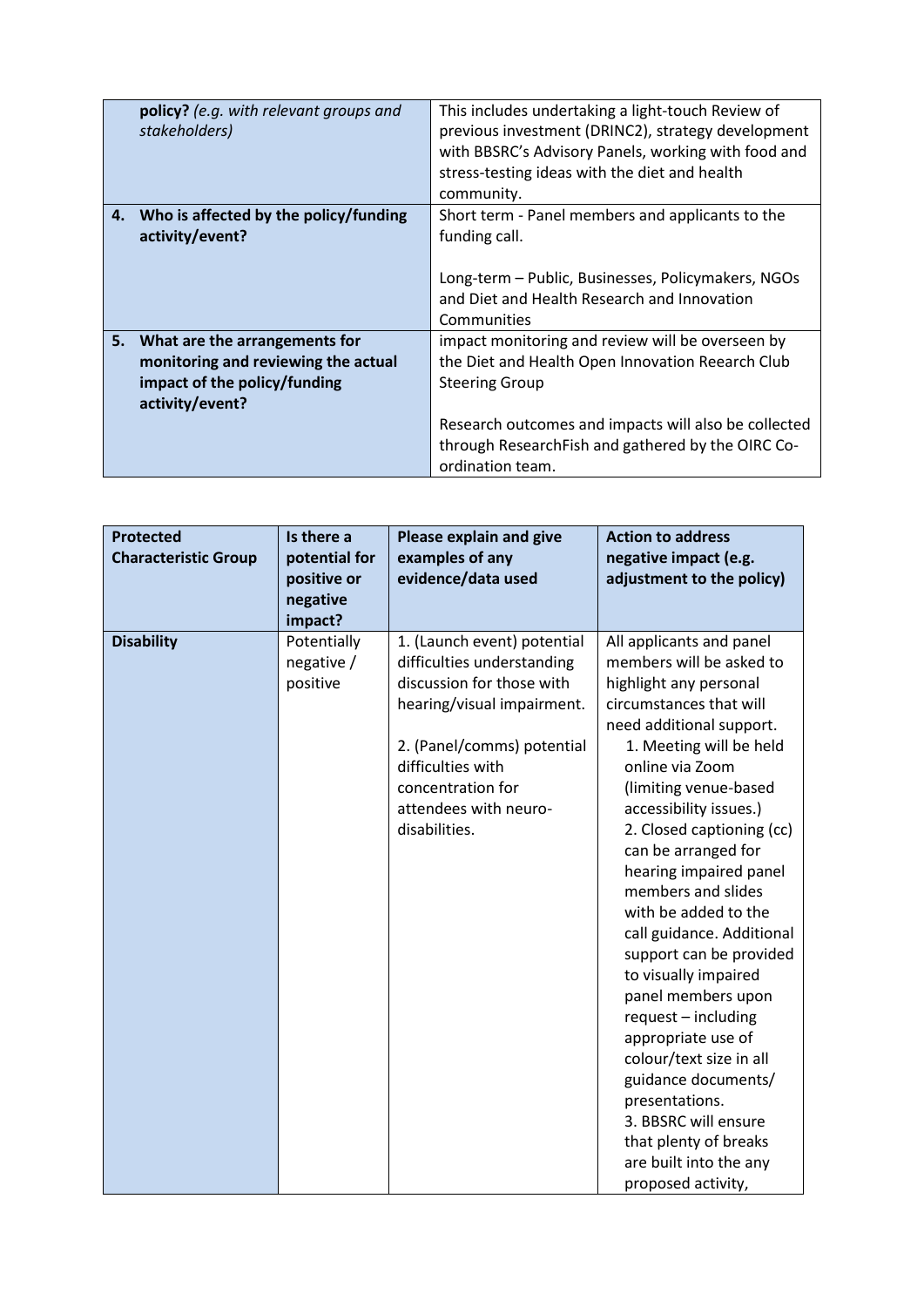| **policy?** *(e.g. with relevant groups and stakeholders)* | This includes undertaking a light-touch Review of previous investment (DRINC2), strategy development with BBSRC's Advisory Panels, working with food and stress-testing ideas with the diet and health community. |
|---|---|
| **4. Who is affected by the policy/funding activity/event?** | Short term - Panel members and applicants to the funding call.<br><br>Long-term – Public, Businesses, Policymakers, NGOs and Diet and Health Research and Innovation Communities |
| **5. What are the arrangements for monitoring and reviewing the actual impact of the policy/funding activity/event?** | impact monitoring and review will be overseen by the Diet and Health Open Innovation Reearch Club Steering Group<br><br>Research outcomes and impacts will also be collected through ResearchFish and gathered by the OIRC Co-ordination team. |

| **Protected Characteristic Group** | **Is there a potential for positive or negative impact?** | **Please explain and give examples of any evidence/data used** | **Action to address negative impact (e.g. adjustment to the policy)** |
|---|---|---|---|
| **Disability** | Potentially negative / positive | 1. (Launch event) potential difficulties understanding discussion for those with hearing/visual impairment.<br><br>2. (Panel/comms) potential difficulties with concentration for attendees with neuro-disabilities. | All applicants and panel members will be asked to highlight any personal circumstances that will need additional support.<br>1. Meeting will be held online via Zoom (limiting venue-based accessibility issues.)<br>2. Closed captioning (cc) can be arranged for hearing impaired panel members and slides with be added to the call guidance. Additional support can be provided to visually impaired panel members upon request – including appropriate use of colour/text size in all guidance documents/ presentations.<br>3. BBSRC will ensure that plenty of breaks are built into the any proposed activity, |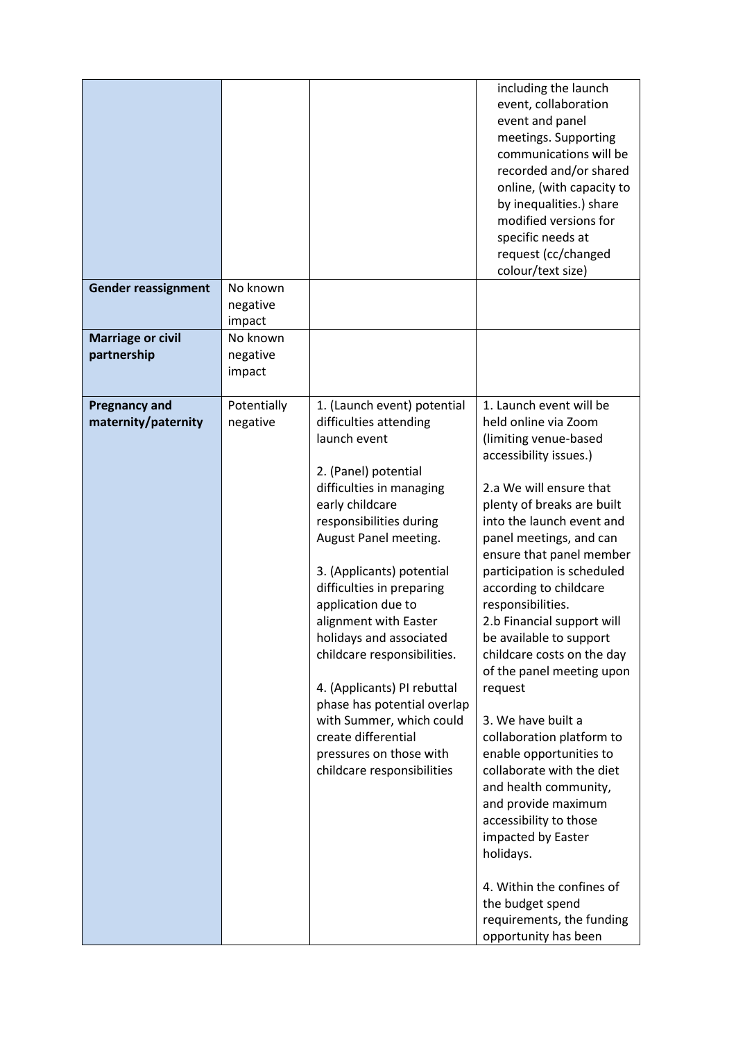| | | | |
|---|---|---|---|
| | | | including the launch event, collaboration event and panel meetings. Supporting communications will be recorded and/or shared online, (with capacity to by inequalities.) share modified versions for specific needs at request (cc/changed colour/text size) |
| **Gender reassignment** | No known negative impact | | |
| **Marriage or civil partnership** | No known negative impact | | |
| **Pregnancy and maternity/paternity** | Potentially negative | 1. (Launch event) potential difficulties attending launch event<br><br>2. (Panel) potential difficulties in managing early childcare responsibilities during August Panel meeting.<br><br>3. (Applicants) potential difficulties in preparing application due to alignment with Easter holidays and associated childcare responsibilities.<br><br>4. (Applicants) PI rebuttal phase has potential overlap with Summer, which could create differential pressures on those with childcare responsibilities | 1. Launch event will be held online via Zoom (limiting venue-based accessibility issues.)<br><br>2.a We will ensure that plenty of breaks are built into the launch event and panel meetings, and can ensure that panel member participation is scheduled according to childcare responsibilities.<br>2.b Financial support will be available to support childcare costs on the day of the panel meeting upon request<br><br>3. We have built a collaboration platform to enable opportunities to collaborate with the diet and health community, and provide maximum accessibility to those impacted by Easter holidays.<br><br>4. Within the confines of the budget spend requirements, the funding opportunity has been |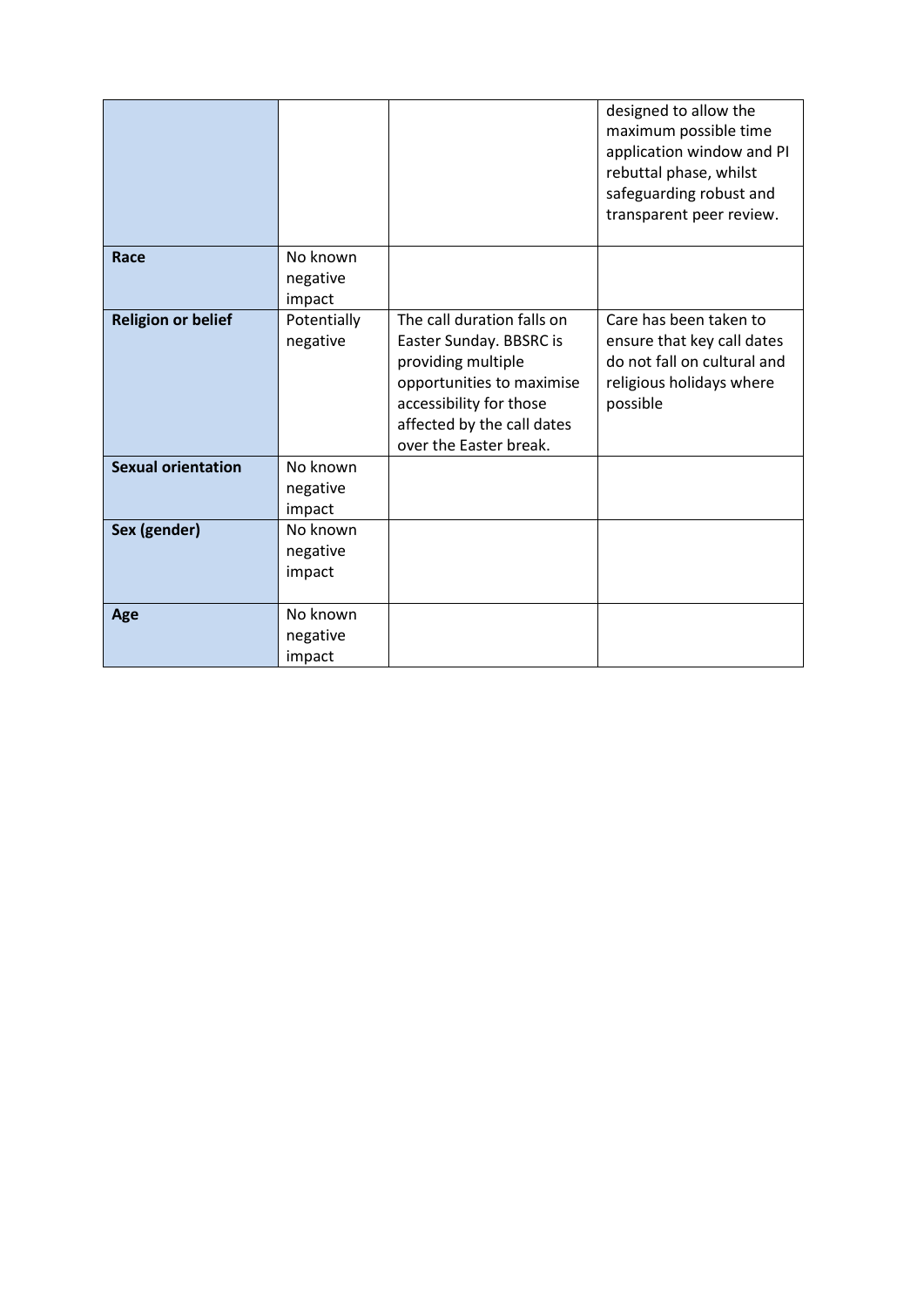| | | | |
|---|---|---|---|
| | | | designed to allow the maximum possible time application window and PI rebuttal phase, whilst safeguarding robust and transparent peer review. |
| **Race** | No known negative impact | | |
| **Religion or belief** | Potentially negative | The call duration falls on Easter Sunday. BBSRC is providing multiple opportunities to maximise accessibility for those affected by the call dates over the Easter break. | Care has been taken to ensure that key call dates do not fall on cultural and religious holidays where possible |
| **Sexual orientation** | No known negative impact | | |
| **Sex (gender)** | No known negative impact | | |
| **Age** | No known negative impact | | |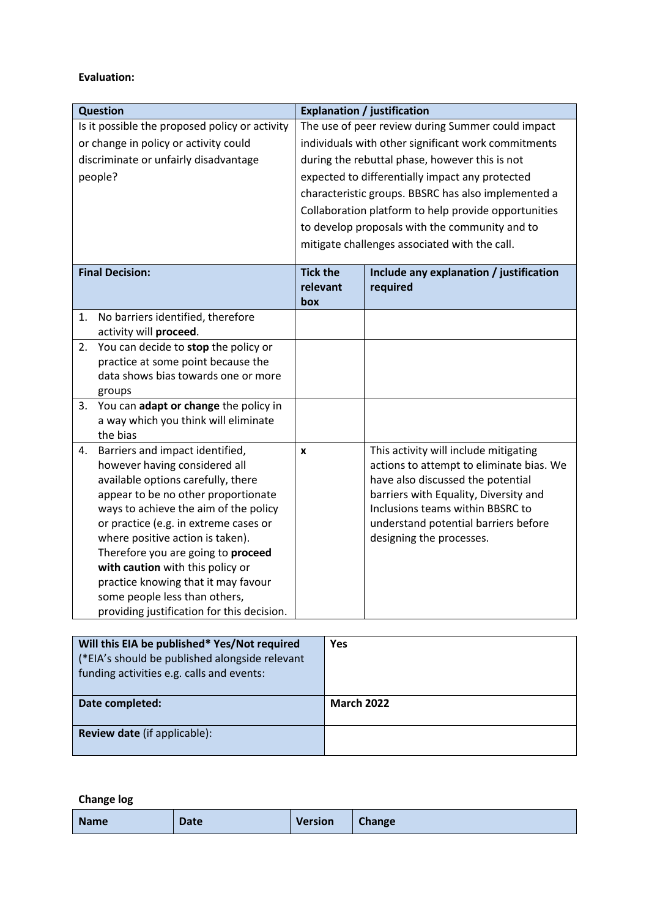**Evaluation:**

| Question | Explanation / justification |
| --- | --- |
| Is it possible the proposed policy or activity or change in policy or activity could discriminate or unfairly disadvantage people? | The use of peer review during Summer could impact individuals with other significant work commitments during the rebuttal phase, however this is not expected to differentially impact any protected characteristic groups. BBSRC has also implemented a Collaboration platform to help provide opportunities to develop proposals with the community and to mitigate challenges associated with the call. |

| Final Decision: | Tick the relevant box | Include any explanation / justification required |
| --- | --- | --- |
| 1. No barriers identified, therefore activity will **proceed**. | | |
| 2. You can decide to **stop** the policy or practice at some point because the data shows bias towards one or more groups | | |
| 3. You can **adapt or change** the policy in a way which you think will eliminate the bias | | |
| 4. Barriers and impact identified, however having considered all available options carefully, there appear to be no other proportionate ways to achieve the aim of the policy or practice (e.g. in extreme cases or where positive action is taken). Therefore you are going to **proceed with caution** with this policy or practice knowing that it may favour some people less than others, providing justification for this decision. | **x** | This activity will include mitigating actions to attempt to eliminate bias. We have also discussed the potential barriers with Equality, Diversity and Inclusions teams within BBSRC to understand potential barriers before designing the processes. |

| | |
| --- | --- |
| **Will this EIA be published\* Yes/Not required** (\*EIA's should be published alongside relevant funding activities e.g. calls and events: | **Yes** |
| **Date completed:** | **March 2022** |
| **Review date** (if applicable): | |

**Change log**

| Name | Date | Version | Change |
| --- | --- | --- | --- |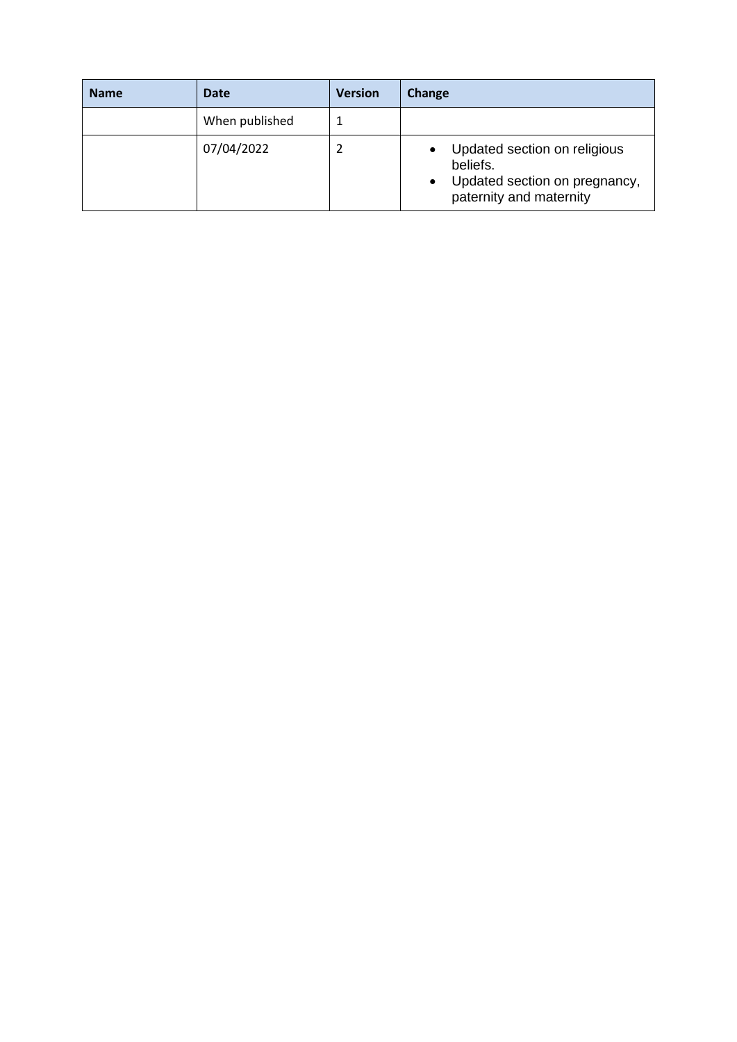| Name | Date | Version | Change |
| --- | --- | --- | --- |
| | When published | 1 | |
| | 07/04/2022 | 2 | • Updated section on religious beliefs.<br>• Updated section on pregnancy, paternity and maternity |